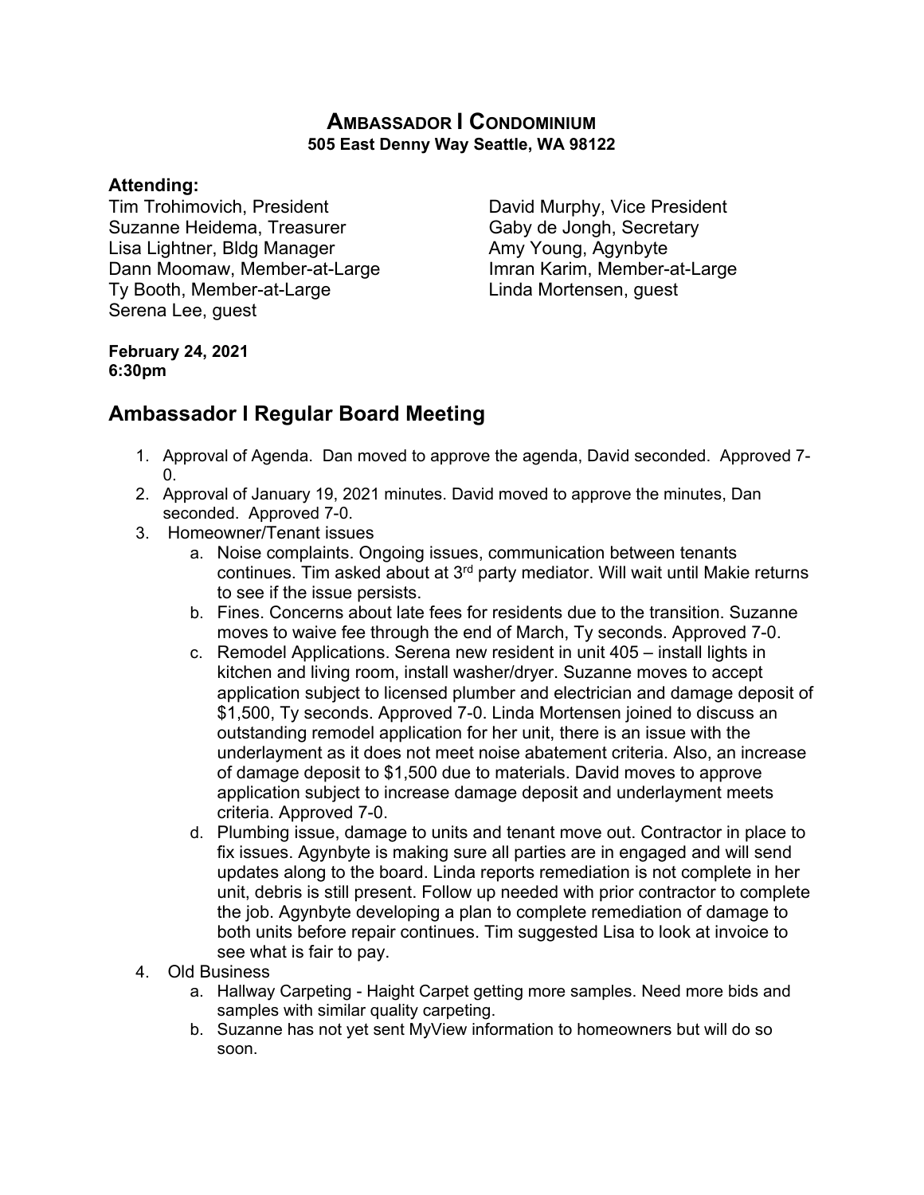# AMBASSADOR I CONDOMINIUM

**505 East Denny Way Seattle, WA 98122**

**Attending:**

Tim Trohimovich, President
Suzanne Heidema, Treasurer
Lisa Lightner, Bldg Manager
Dann Moomaw, Member-at-Large
Ty Booth, Member-at-Large
Serena Lee, guest
David Murphy, Vice President
Gaby de Jongh, Secretary
Amy Young, Agynbyte
Imran Karim, Member-at-Large
Linda Mortensen, guest

**February 24, 2021**
**6:30pm**

## Ambassador I Regular Board Meeting

1. Approval of Agenda. Dan moved to approve the agenda, David seconded. Approved 7-0.
2. Approval of January 19, 2021 minutes. David moved to approve the minutes, Dan seconded. Approved 7-0.
3. Homeowner/Tenant issues
   a. Noise complaints. Ongoing issues, communication between tenants continues. Tim asked about at 3rd party mediator. Will wait until Makie returns to see if the issue persists.
   b. Fines. Concerns about late fees for residents due to the transition. Suzanne moves to waive fee through the end of March, Ty seconds. Approved 7-0.
   c. Remodel Applications. Serena new resident in unit 405 – install lights in kitchen and living room, install washer/dryer. Suzanne moves to accept application subject to licensed plumber and electrician and damage deposit of $1,500, Ty seconds. Approved 7-0. Linda Mortensen joined to discuss an outstanding remodel application for her unit, there is an issue with the underlayment as it does not meet noise abatement criteria. Also, an increase of damage deposit to $1,500 due to materials. David moves to approve application subject to increase damage deposit and underlayment meets criteria. Approved 7-0.
   d. Plumbing issue, damage to units and tenant move out. Contractor in place to fix issues. Agynbyte is making sure all parties are in engaged and will send updates along to the board. Linda reports remediation is not complete in her unit, debris is still present. Follow up needed with prior contractor to complete the job. Agynbyte developing a plan to complete remediation of damage to both units before repair continues. Tim suggested Lisa to look at invoice to see what is fair to pay.
4. Old Business
   a. Hallway Carpeting - Haight Carpet getting more samples. Need more bids and samples with similar quality carpeting.
   b. Suzanne has not yet sent MyView information to homeowners but will do so soon.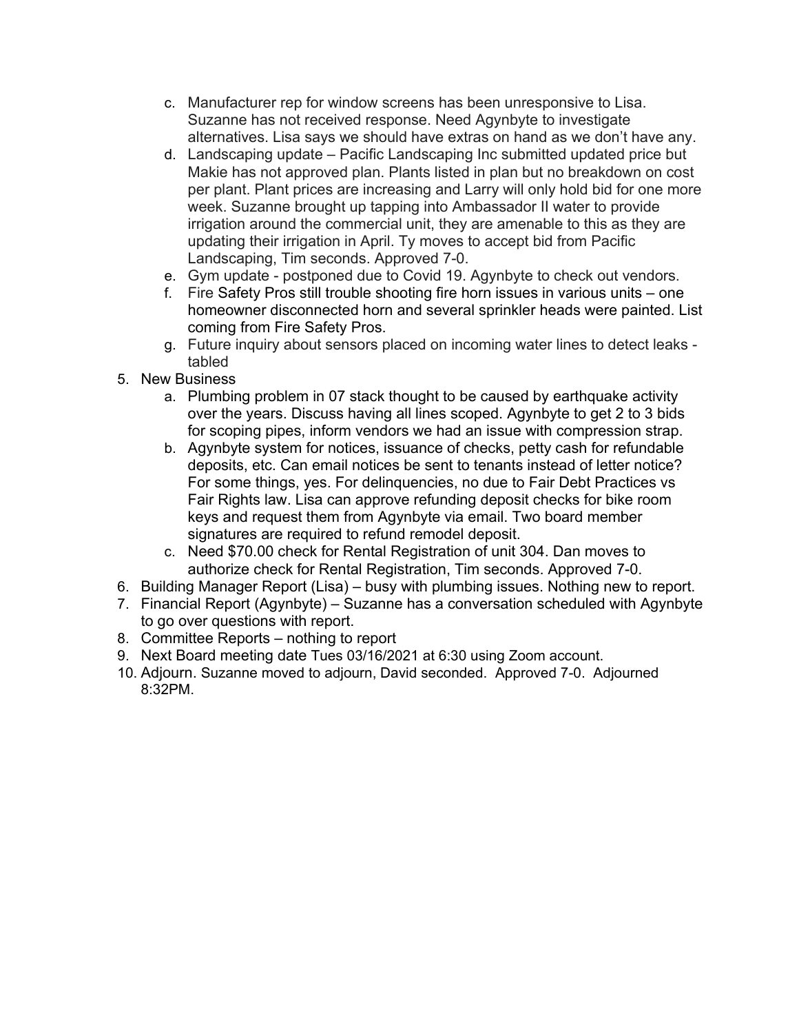c. Manufacturer rep for window screens has been unresponsive to Lisa. Suzanne has not received response. Need Agynbyte to investigate alternatives. Lisa says we should have extras on hand as we don't have any.
   d. Landscaping update – Pacific Landscaping Inc submitted updated price but Makie has not approved plan. Plants listed in plan but no breakdown on cost per plant. Plant prices are increasing and Larry will only hold bid for one more week. Suzanne brought up tapping into Ambassador II water to provide irrigation around the commercial unit, they are amenable to this as they are updating their irrigation in April. Ty moves to accept bid from Pacific Landscaping, Tim seconds. Approved 7-0.
   e. Gym update - postponed due to Covid 19. Agynbyte to check out vendors.
   f. Fire Safety Pros still trouble shooting fire horn issues in various units – one homeowner disconnected horn and several sprinkler heads were painted. List coming from Fire Safety Pros.
   g. Future inquiry about sensors placed on incoming water lines to detect leaks - tabled

5. New Business
   a. Plumbing problem in 07 stack thought to be caused by earthquake activity over the years. Discuss having all lines scoped. Agynbyte to get 2 to 3 bids for scoping pipes, inform vendors we had an issue with compression strap.
   b. Agynbyte system for notices, issuance of checks, petty cash for refundable deposits, etc. Can email notices be sent to tenants instead of letter notice? For some things, yes. For delinquencies, no due to Fair Debt Practices vs Fair Rights law. Lisa can approve refunding deposit checks for bike room keys and request them from Agynbyte via email. Two board member signatures are required to refund remodel deposit.
   c. Need $70.00 check for Rental Registration of unit 304. Dan moves to authorize check for Rental Registration, Tim seconds. Approved 7-0.
6. Building Manager Report (Lisa) – busy with plumbing issues. Nothing new to report.
7. Financial Report (Agynbyte) – Suzanne has a conversation scheduled with Agynbyte to go over questions with report.
8. Committee Reports – nothing to report
9. Next Board meeting date Tues 03/16/2021 at 6:30 using Zoom account.
10. Adjourn. Suzanne moved to adjourn, David seconded. Approved 7-0. Adjourned 8:32PM.